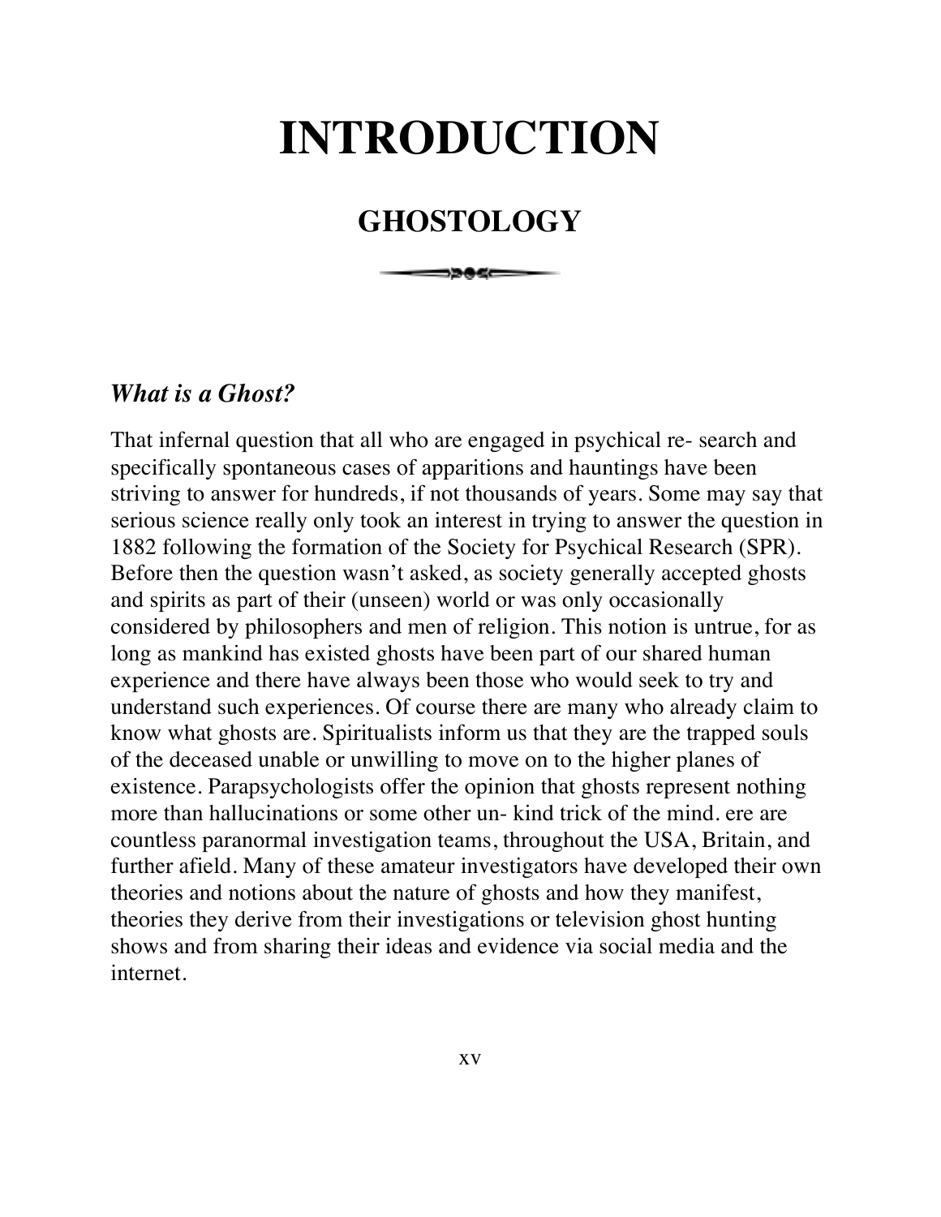# INTRODUCTION

## GHOSTOLOGY

### *What is a Ghost?*

That infernal question that all who are engaged in psychical re- search and specifically spontaneous cases of apparitions and hauntings have been striving to answer for hundreds, if not thousands of years. Some may say that serious science really only took an interest in trying to answer the question in 1882 following the formation of the Society for Psychical Research (SPR). Before then the question wasn't asked, as society generally accepted ghosts and spirits as part of their (unseen) world or was only occasionally considered by philosophers and men of religion. This notion is untrue, for as long as mankind has existed ghosts have been part of our shared human experience and there have always been those who would seek to try and understand such experiences. Of course there are many who already claim to know what ghosts are. Spiritualists inform us that they are the trapped souls of the deceased unable or unwilling to move on to the higher planes of existence. Parapsychologists offer the opinion that ghosts represent nothing more than hallucinations or some other un- kind trick of the mind. ere are countless paranormal investigation teams, throughout the USA, Britain, and further afield. Many of these amateur investigators have developed their own theories and notions about the nature of ghosts and how they manifest, theories they derive from their investigations or television ghost hunting shows and from sharing their ideas and evidence via social media and the internet.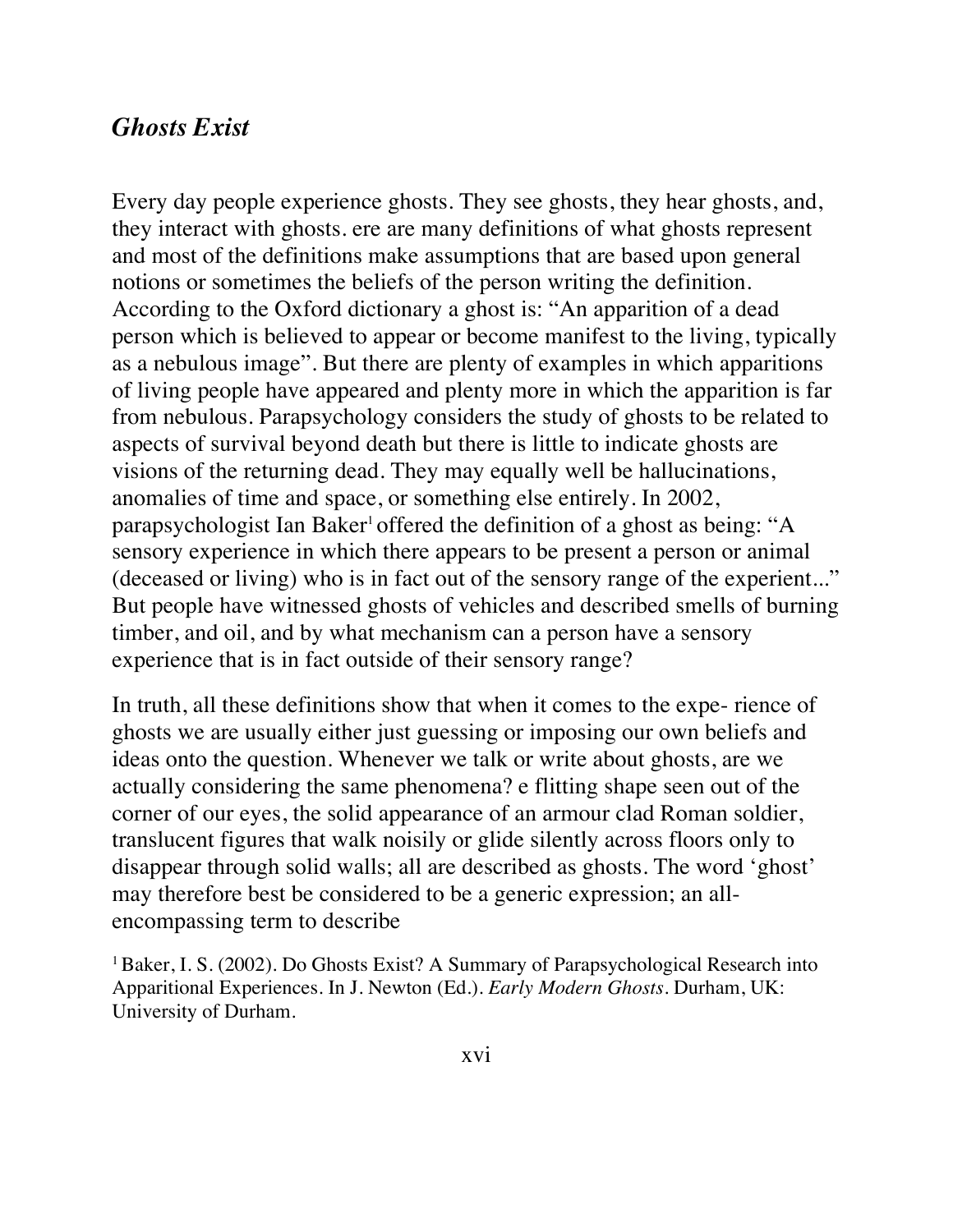## *Ghosts Exist*

Every day people experience ghosts. They see ghosts, they hear ghosts, and, they interact with ghosts. ere are many definitions of what ghosts represent and most of the definitions make assumptions that are based upon general notions or sometimes the beliefs of the person writing the definition. According to the Oxford dictionary a ghost is: "An apparition of a dead person which is believed to appear or become manifest to the living, typically as a nebulous image". But there are plenty of examples in which apparitions of living people have appeared and plenty more in which the apparition is far from nebulous. Parapsychology considers the study of ghosts to be related to aspects of survival beyond death but there is little to indicate ghosts are visions of the returning dead. They may equally well be hallucinations, anomalies of time and space, or something else entirely. In 2002, parapsychologist Ian Baker[1] offered the definition of a ghost as being: "A sensory experience in which there appears to be present a person or animal (deceased or living) who is in fact out of the sensory range of the experient..." But people have witnessed ghosts of vehicles and described smells of burning timber, and oil, and by what mechanism can a person have a sensory experience that is in fact outside of their sensory range?

In truth, all these definitions show that when it comes to the expe- rience of ghosts we are usually either just guessing or imposing our own beliefs and ideas onto the question. Whenever we talk or write about ghosts, are we actually considering the same phenomena? e flitting shape seen out of the corner of our eyes, the solid appearance of an armour clad Roman soldier, translucent figures that walk noisily or glide silently across floors only to disappear through solid walls; all are described as ghosts. The word 'ghost' may therefore best be considered to be a generic expression; an all-encompassing term to describe

[1] Baker, I. S. (2002). Do Ghosts Exist? A Summary of Parapsychological Research into Apparitional Experiences. In J. Newton (Ed.). *Early Modern Ghosts*. Durham, UK: University of Durham.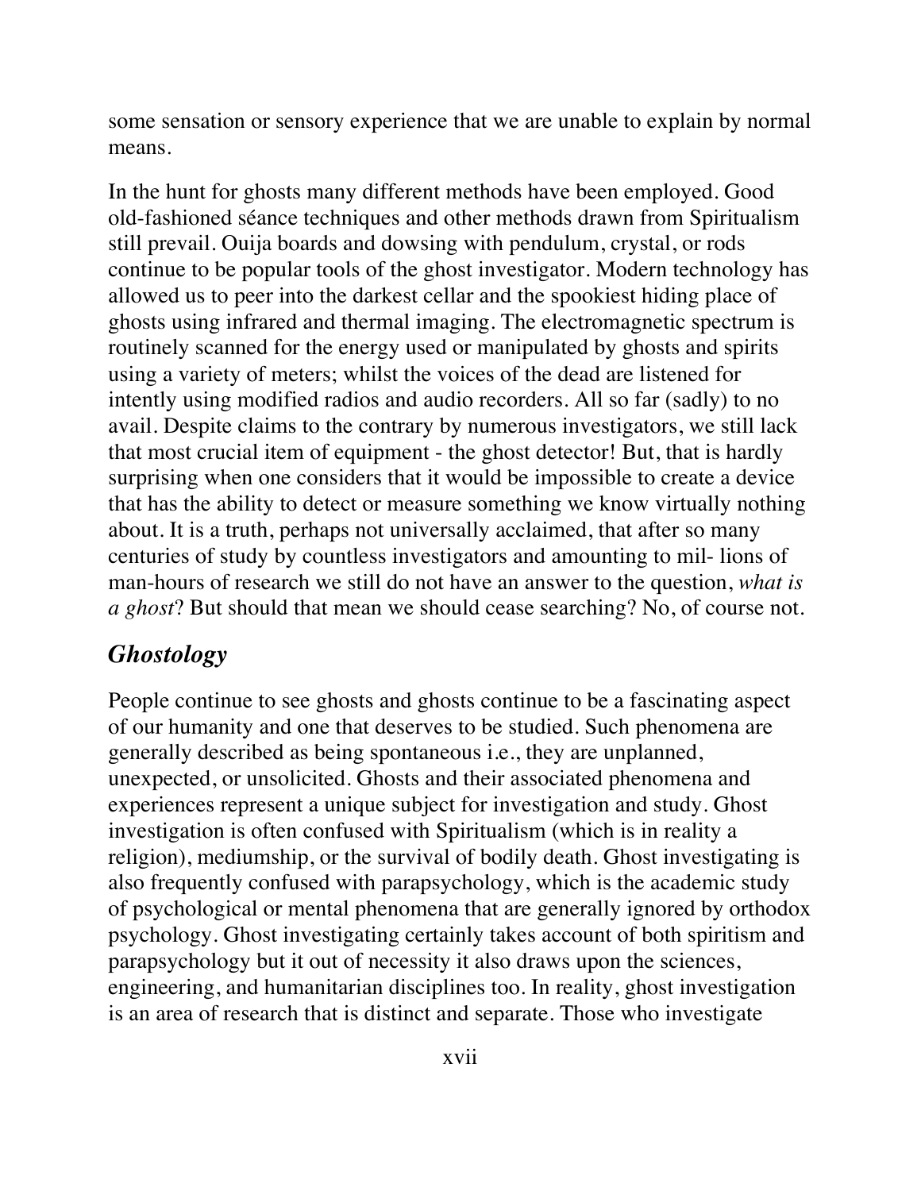some sensation or sensory experience that we are unable to explain by normal means.

In the hunt for ghosts many different methods have been employed. Good old-fashioned séance techniques and other methods drawn from Spiritualism still prevail. Ouija boards and dowsing with pendulum, crystal, or rods continue to be popular tools of the ghost investigator. Modern technology has allowed us to peer into the darkest cellar and the spookiest hiding place of ghosts using infrared and thermal imaging. The electromagnetic spectrum is routinely scanned for the energy used or manipulated by ghosts and spirits using a variety of meters; whilst the voices of the dead are listened for intently using modified radios and audio recorders. All so far (sadly) to no avail. Despite claims to the contrary by numerous investigators, we still lack that most crucial item of equipment - the ghost detector! But, that is hardly surprising when one considers that it would be impossible to create a device that has the ability to detect or measure something we know virtually nothing about. It is a truth, perhaps not universally acclaimed, that after so many centuries of study by countless investigators and amounting to mil- lions of man-hours of research we still do not have an answer to the question, *what is a ghost*? But should that mean we should cease searching? No, of course not.

## *Ghostology*

People continue to see ghosts and ghosts continue to be a fascinating aspect of our humanity and one that deserves to be studied. Such phenomena are generally described as being spontaneous i.e., they are unplanned, unexpected, or unsolicited. Ghosts and their associated phenomena and experiences represent a unique subject for investigation and study. Ghost investigation is often confused with Spiritualism (which is in reality a religion), mediumship, or the survival of bodily death. Ghost investigating is also frequently confused with parapsychology, which is the academic study of psychological or mental phenomena that are generally ignored by orthodox psychology. Ghost investigating certainly takes account of both spiritism and parapsychology but it out of necessity it also draws upon the sciences, engineering, and humanitarian disciplines too. In reality, ghost investigation is an area of research that is distinct and separate. Those who investigate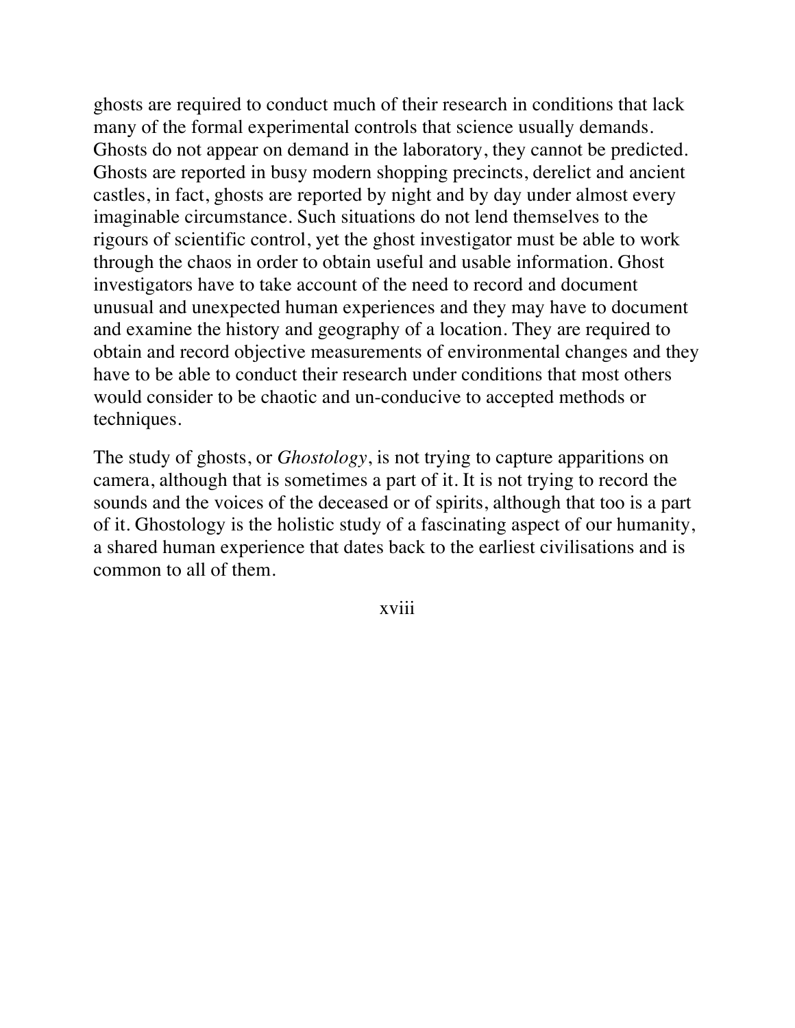ghosts are required to conduct much of their research in conditions that lack many of the formal experimental controls that science usually demands. Ghosts do not appear on demand in the laboratory, they cannot be predicted. Ghosts are reported in busy modern shopping precincts, derelict and ancient castles, in fact, ghosts are reported by night and by day under almost every imaginable circumstance. Such situations do not lend themselves to the rigours of scientific control, yet the ghost investigator must be able to work through the chaos in order to obtain useful and usable information. Ghost investigators have to take account of the need to record and document unusual and unexpected human experiences and they may have to document and examine the history and geography of a location. They are required to obtain and record objective measurements of environmental changes and they have to be able to conduct their research under conditions that most others would consider to be chaotic and un-conducive to accepted methods or techniques.

The study of ghosts, or *Ghostology*, is not trying to capture apparitions on camera, although that is sometimes a part of it. It is not trying to record the sounds and the voices of the deceased or of spirits, although that too is a part of it. Ghostology is the holistic study of a fascinating aspect of our humanity, a shared human experience that dates back to the earliest civilisations and is common to all of them.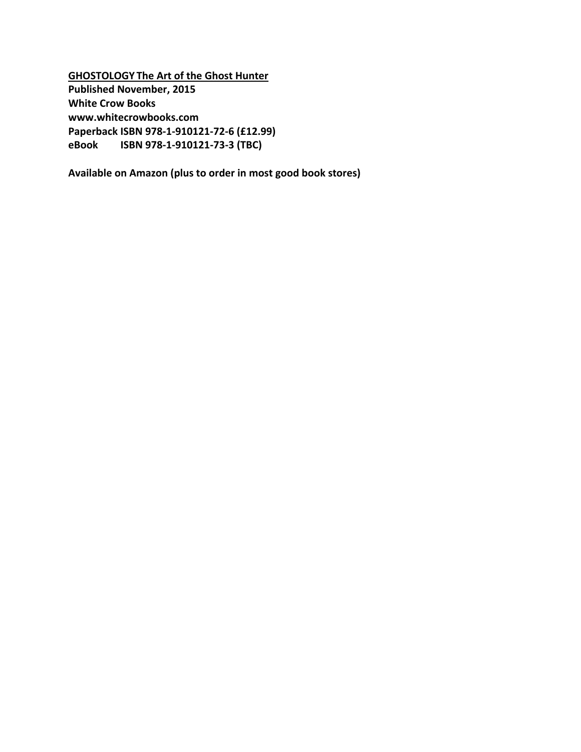**<u>GHOSTOLOGY The Art of the Ghost Hunter</u>**
**Published November, 2015**
**White Crow Books**
**www.whitecrowbooks.com**
**Paperback ISBN 978-1-910121-72-6 (£12.99)**
**eBook ISBN 978-1-910121-73-3 (TBC)**

**Available on Amazon (plus to order in most good book stores)**